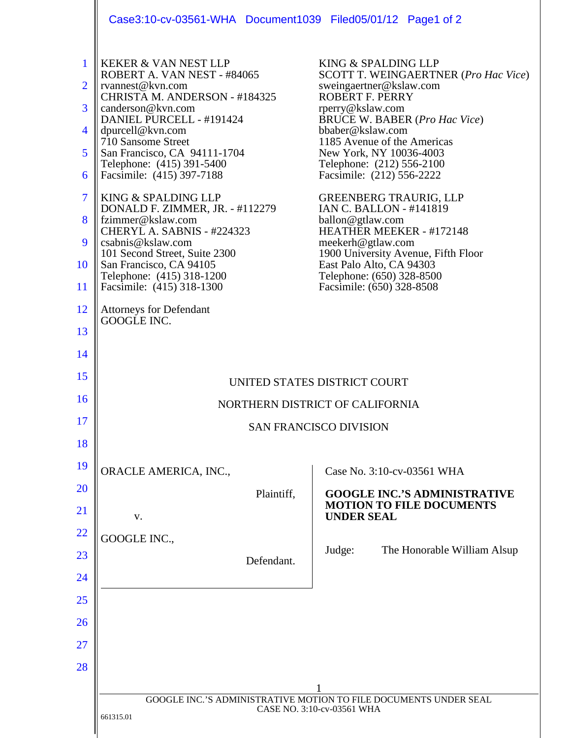KEKER & VAN NEST LLP
ROBERT A. VAN NEST - #84065
rvannest@kvn.com
CHRISTA M. ANDERSON - #184325
canderson@kvn.com
DANIEL PURCELL - #191424
dpurcell@kvn.com
710 Sansome Street
San Francisco, CA 94111-1704
Telephone: (415) 391-5400
Facsimile: (415) 397-7188

KING & SPALDING LLP
SCOTT T. WEINGAERTNER (*Pro Hac Vice*)
sweingaertner@kslaw.com
ROBERT F. PERRY
rperry@kslaw.com
BRUCE W. BABER (*Pro Hac Vice*)
bbaber@kslaw.com
1185 Avenue of the Americas
New York, NY 10036-4003
Telephone: (212) 556-2100
Facsimile: (212) 556-2222

KING & SPALDING LLP
DONALD F. ZIMMER, JR. - #112279
fzimmer@kslaw.com
CHERYL A. SABNIS - #224323
csabnis@kslaw.com
101 Second Street, Suite 2300
San Francisco, CA 94105
Telephone: (415) 318-1200
Facsimile: (415) 318-1300

GREENBERG TRAURIG, LLP
IAN C. BALLON - #141819
ballon@gtlaw.com
HEATHER MEEKER - #172148
meekerh@gtlaw.com
1900 University Avenue, Fifth Floor
East Palo Alto, CA 94303
Telephone: (650) 328-8500
Facsimile: (650) 328-8508

Attorneys for Defendant
GOOGLE INC.

UNITED STATES DISTRICT COURT

NORTHERN DISTRICT OF CALIFORNIA

SAN FRANCISCO DIVISION

ORACLE AMERICA, INC.,

Plaintiff,

v.

GOOGLE INC.,

Defendant.

Case No. 3:10-cv-03561 WHA

**GOOGLE INC.'S ADMINISTRATIVE MOTION TO FILE DOCUMENTS UNDER SEAL**

Judge: The Honorable William Alsup

GOOGLE INC.'S ADMINISTRATIVE MOTION TO FILE DOCUMENTS UNDER SEAL
CASE NO. 3:10-cv-03561 WHA

661315.01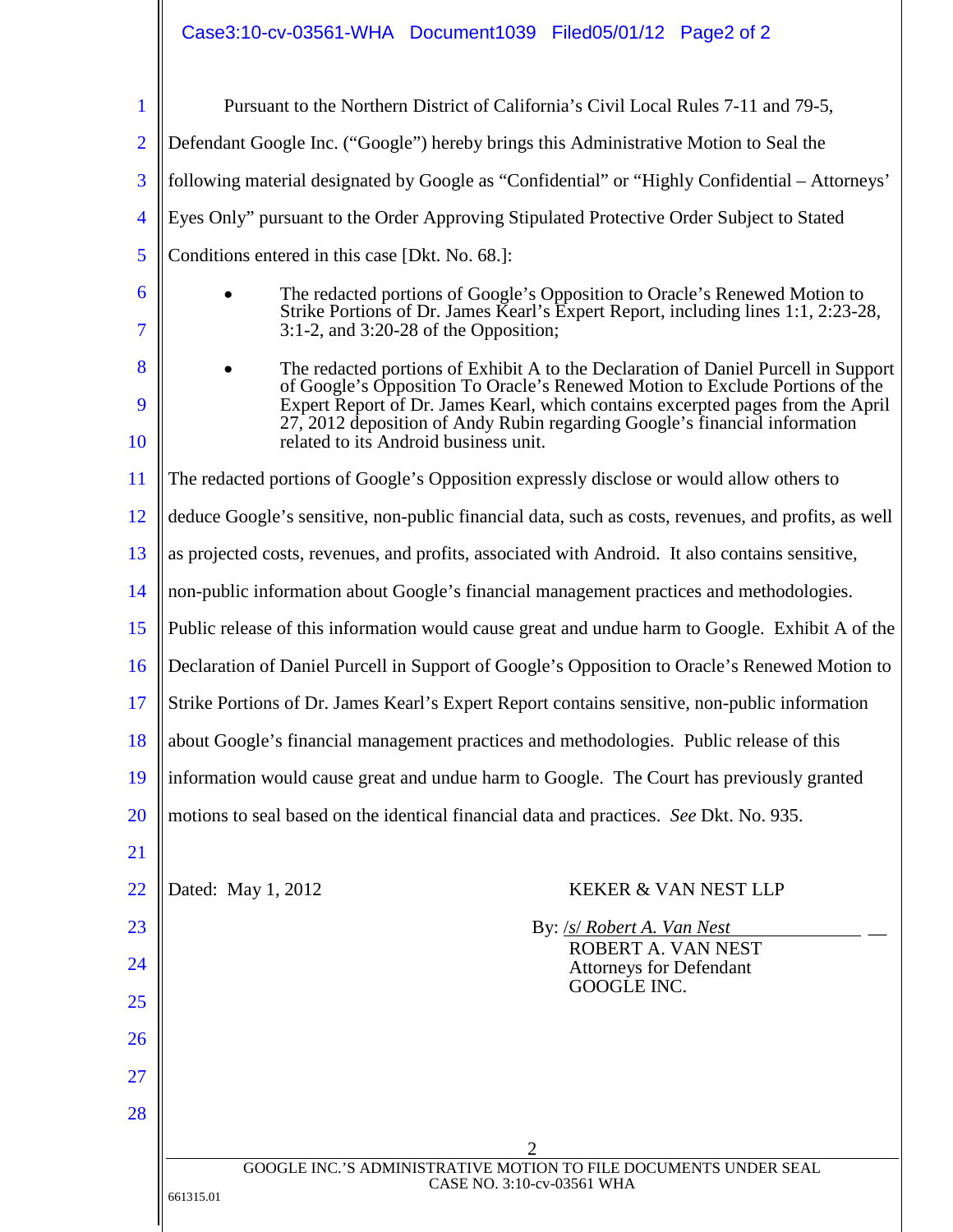Pursuant to the Northern District of California's Civil Local Rules 7-11 and 79-5, Defendant Google Inc. ("Google") hereby brings this Administrative Motion to Seal the following material designated by Google as "Confidential" or "Highly Confidential – Attorneys' Eyes Only" pursuant to the Order Approving Stipulated Protective Order Subject to Stated Conditions entered in this case [Dkt. No. 68.]:

- The redacted portions of Google's Opposition to Oracle's Renewed Motion to Strike Portions of Dr. James Kearl's Expert Report, including lines 1:1, 2:23-28, 3:1-2, and 3:20-28 of the Opposition;
- The redacted portions of Exhibit A to the Declaration of Daniel Purcell in Support of Google's Opposition To Oracle's Renewed Motion to Exclude Portions of the Expert Report of Dr. James Kearl, which contains excerpted pages from the April 27, 2012 deposition of Andy Rubin regarding Google's financial information related to its Android business unit.

The redacted portions of Google's Opposition expressly disclose or would allow others to deduce Google's sensitive, non-public financial data, such as costs, revenues, and profits, as well as projected costs, revenues, and profits, associated with Android. It also contains sensitive, non-public information about Google's financial management practices and methodologies. Public release of this information would cause great and undue harm to Google. Exhibit A of the Declaration of Daniel Purcell in Support of Google's Opposition to Oracle's Renewed Motion to Strike Portions of Dr. James Kearl's Expert Report contains sensitive, non-public information about Google's financial management practices and methodologies. Public release of this information would cause great and undue harm to Google. The Court has previously granted motions to seal based on the identical financial data and practices. *See* Dkt. No. 935.

Dated: May 1, 2012

KEKER & VAN NEST LLP

By: /s/ *Robert A. Van Nest*
ROBERT A. VAN NEST
Attorneys for Defendant
GOOGLE INC.

GOOGLE INC.'S ADMINISTRATIVE MOTION TO FILE DOCUMENTS UNDER SEAL
CASE NO. 3:10-cv-03561 WHA

661315.01